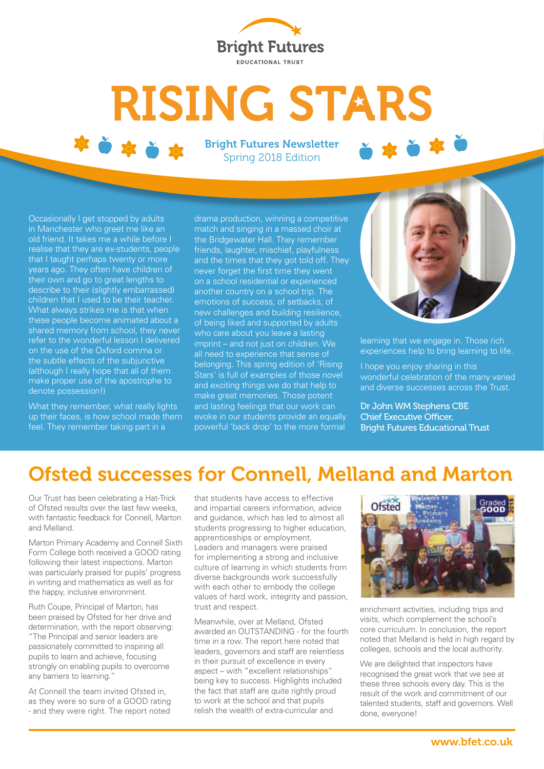Bright Futures

EDUCATIONAL TRUST

# RISING STARS

**Bright Futures Newsletter**
Spring 2018 Edition

Occasionally I get stopped by adults in Manchester who greet me like an old friend. It takes me a while before I realise that they are ex-students, people that I taught perhaps twenty or more years ago. They often have children of their own and go to great lengths to describe to their (slightly embarrassed) children that I used to be their teacher. What always strikes me is that when these people become animated about a shared memory from school, they never refer to the wonderful lesson I delivered on the use of the Oxford comma or the subtle effects of the subjunctive (although I really hope that all of them make proper use of the apostrophe to denote possession!)

What they remember, what really lights up their faces, is how school made them feel. They remember taking part in a drama production, winning a competitive match and singing in a massed choir at the Bridgewater Hall. They remember friends, laughter, mischief, playfulness and the times that they got told off. They never forget the first time they went on a school residential or experienced another country on a school trip. The emotions of success, of setbacks, of new challenges and building resilience, of being liked and supported by adults who care about you leave a lasting imprint – and not just on children. We all need to experience that sense of belonging. This spring edition of 'Rising Stars' is full of examples of those novel and exciting things we do that help to make great memories. Those potent and lasting feelings that our work can evoke in our students provide an equally powerful 'back drop' to the more formal learning that we engage in. Those rich experiences help to bring learning to life.

I hope you enjoy sharing in this wonderful celebration of the many varied and diverse successes across the Trust.

**Dr John WM Stephens CBE**
**Chief Executive Officer,**
**Bright Futures Educational Trust**

## Ofsted successes for Connell, Melland and Marton

Our Trust has been celebrating a Hat-Trick of Ofsted results over the last few weeks, with fantastic feedback for Connell, Marton and Melland.

Marton Primary Academy and Connell Sixth Form College both received a GOOD rating following their latest inspections. Marton was particularly praised for pupils' progress in writing and mathematics as well as for the happy, inclusive environment.

Ruth Coupe, Principal of Marton, has been praised by Ofsted for her drive and determination, with the report observing: "The Principal and senior leaders are passionately committed to inspiring all pupils to learn and achieve, focusing strongly on enabling pupils to overcome any barriers to learning."

At Connell the team invited Ofsted in, as they were so sure of a GOOD rating - and they were right. The report noted that students have access to effective and impartial careers information, advice and guidance, which has led to almost all students progressing to higher education, apprenticeships or employment. Leaders and managers were praised for implementing a strong and inclusive culture of learning in which students from diverse backgrounds work successfully with each other to embody the college values of hard work, integrity and passion, trust and respect.

Meanwhile, over at Melland, Ofsted awarded an OUTSTANDING - for the fourth time in a row. The report here noted that leaders, governors and staff are relentless in their pursuit of excellence in every aspect – with "excellent relationships" being key to success. Highlights included the fact that staff are quite rightly proud to work at the school and that pupils relish the wealth of extra-curricular and enrichment activities, including trips and visits, which complement the school's core curriculum. In conclusion, the report noted that Melland is held in high regard by colleges, schools and the local authority.

We are delighted that inspectors have recognised the great work that we see at these three schools every day. This is the result of the work and commitment of our talented students, staff and governors. Well done, everyone!

www.bfet.co.uk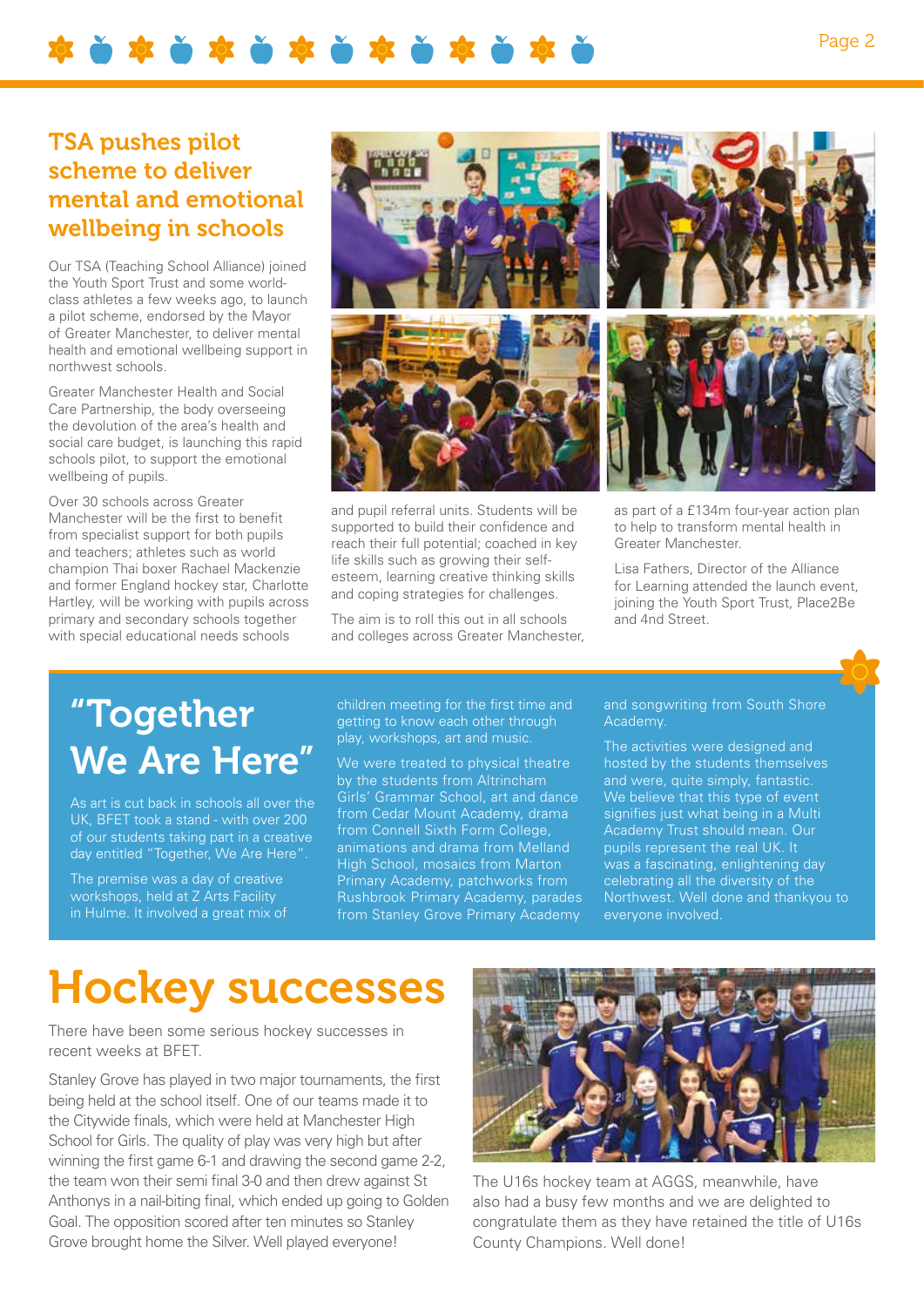## TSA pushes pilot scheme to deliver mental and emotional wellbeing in schools

Our TSA (Teaching School Alliance) joined the Youth Sport Trust and some world-class athletes a few weeks ago, to launch a pilot scheme, endorsed by the Mayor of Greater Manchester, to deliver mental health and emotional wellbeing support in northwest schools.

Greater Manchester Health and Social Care Partnership, the body overseeing the devolution of the area's health and social care budget, is launching this rapid schools pilot, to support the emotional wellbeing of pupils.

Over 30 schools across Greater Manchester will be the first to benefit from specialist support for both pupils and teachers; athletes such as world champion Thai boxer Rachael Mackenzie and former England hockey star, Charlotte Hartley, will be working with pupils across primary and secondary schools together with special educational needs schools and pupil referral units. Students will be supported to build their confidence and reach their full potential; coached in key life skills such as growing their self-esteem, learning creative thinking skills and coping strategies for challenges.

The aim is to roll this out in all schools and colleges across Greater Manchester, as part of a £134m four-year action plan to help to transform mental health in Greater Manchester.

Lisa Fathers, Director of the Alliance for Learning attended the launch event, joining the Youth Sport Trust, Place2Be and 4nd Street.

## "Together We Are Here"

As art is cut back in schools all over the UK, BFET took a stand - with over 200 of our students taking part in a creative day entitled "Together, We Are Here".

The premise was a day of creative workshops, held at Z Arts Facility in Hulme. It involved a great mix of children meeting for the first time and getting to know each other through play, workshops, art and music.

We were treated to physical theatre by the students from Altrincham Girls' Grammar School, art and dance from Cedar Mount Academy, drama from Connell Sixth Form College, animations and drama from Melland High School, mosaics from Marton Primary Academy, patchworks from Rushbrook Primary Academy, parades from Stanley Grove Primary Academy and songwriting from South Shore Academy.

The activities were designed and hosted by the students themselves and were, quite simply, fantastic. We believe that this type of event signifies just what being in a Multi Academy Trust should mean. Our pupils represent the real UK. It was a fascinating, enlightening day celebrating all the diversity of the Northwest. Well done and thankyou to everyone involved.

# Hockey successes

There have been some serious hockey successes in recent weeks at BFET.

Stanley Grove has played in two major tournaments, the first being held at the school itself. One of our teams made it to the Citywide finals, which were held at Manchester High School for Girls. The quality of play was very high but after winning the first game 6-1 and drawing the second game 2-2, the team won their semi final 3-0 and then drew against St Anthonys in a nail-biting final, which ended up going to Golden Goal. The opposition scored after ten minutes so Stanley Grove brought home the Silver. Well played everyone!

The U16s hockey team at AGGS, meanwhile, have also had a busy few months and we are delighted to congratulate them as they have retained the title of U16s County Champions. Well done!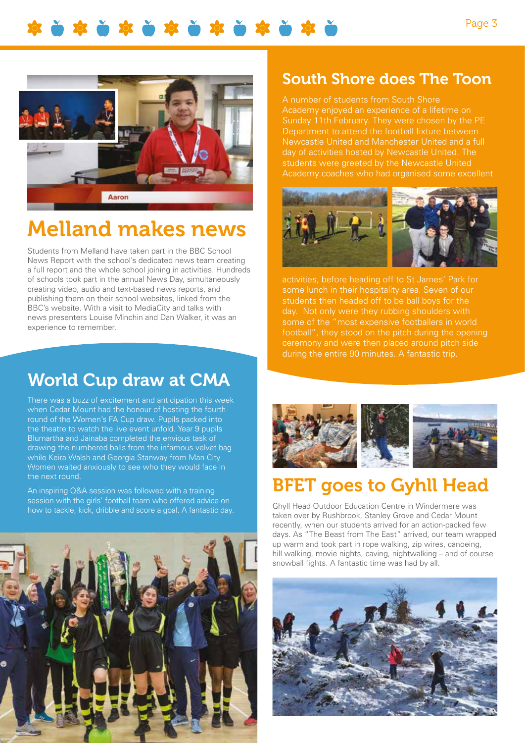## Melland makes news

Students from Melland have taken part in the BBC School News Report with the school's dedicated news team creating a full report and the whole school joining in activities. Hundreds of schools took part in the annual News Day, simultaneously creating video, audio and text-based news reports, and publishing them on their school websites, linked from the BBC's website. With a visit to MediaCity and talks with news presenters Louise Minchin and Dan Walker, it was an experience to remember.

## World Cup draw at CMA

There was a buzz of excitement and anticipation this week when Cedar Mount had the honour of hosting the fourth round of the Women's FA Cup draw. Pupils packed into the theatre to watch the live event unfold. Year 9 pupils Blumartha and Jainaba completed the envious task of drawing the numbered balls from the infamous velvet bag while Keira Walsh and Georgia Stanway from Man City Women waited anxiously to see who they would face in the next round.

An inspiring Q&A session was followed with a training session with the girls' football team who offered advice on how to tackle, kick, dribble and score a goal. A fantastic day.

## South Shore does The Toon

A number of students from South Shore Academy enjoyed an experience of a lifetime on Sunday 11th February. They were chosen by the PE Department to attend the football fixture between Newcastle United and Manchester United and a full day of activities hosted by Newcastle United. The students were greeted by the Newcastle United Academy coaches who had organised some excellent activities, before heading off to St James' Park for some lunch in their hospitality area. Seven of our students then headed off to be ball boys for the day. Not only were they rubbing shoulders with some of the "most expensive footballers in world football", they stood on the pitch during the opening ceremony and were then placed around pitch side during the entire 90 minutes. A fantastic trip.

## BFET goes to Gyhll Head

Ghyll Head Outdoor Education Centre in Windermere was taken over by Rushbrook, Stanley Grove and Cedar Mount recently, when our students arrived for an action-packed few days. As "The Beast from The East" arrived, our team wrapped up warm and took part in rope walking, zip wires, canoeing, hill walking, movie nights, caving, nightwalking – and of course snowball fights. A fantastic time was had by all.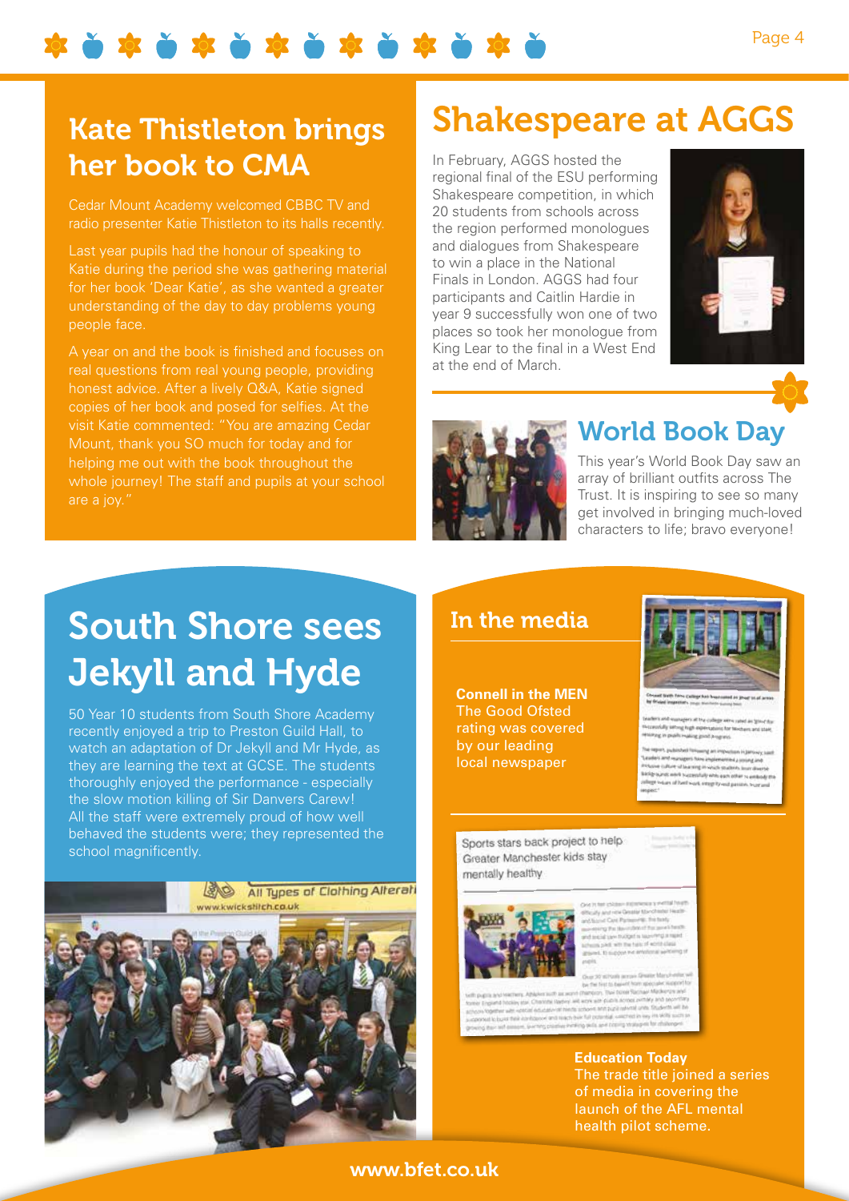## Kate Thistleton brings her book to CMA

Cedar Mount Academy welcomed CBBC TV and radio presenter Katie Thistleton to its halls recently.

Last year pupils had the honour of speaking to Katie during the period she was gathering material for her book 'Dear Katie', as she wanted a greater understanding of the day to day problems young people face.

A year on and the book is finished and focuses on real questions from real young people, providing honest advice. After a lively Q&A, Katie signed copies of her book and posed for selfies. At the visit Katie commented: "You are amazing Cedar Mount, thank you SO much for today and for helping me out with the book throughout the whole journey! The staff and pupils at your school are a joy."

# Shakespeare at AGGS

In February, AGGS hosted the regional final of the ESU performing Shakespeare competition, in which 20 students from schools across the region performed monologues and dialogues from Shakespeare to win a place in the National Finals in London. AGGS had four participants and Caitlin Hardie in year 9 successfully won one of two places so took her monologue from King Lear to the final in a West End at the end of March.

## World Book Day

This year's World Book Day saw an array of brilliant outfits across The Trust. It is inspiring to see so many get involved in bringing much-loved characters to life; bravo everyone!

# South Shore sees Jekyll and Hyde

50 Year 10 students from South Shore Academy recently enjoyed a trip to Preston Guild Hall, to watch an adaptation of Dr Jekyll and Mr Hyde, as they are learning the text at GCSE. The students thoroughly enjoyed the performance - especially the slow motion killing of Sir Danvers Carew! All the staff were extremely proud of how well behaved the students were; they represented the school magnificently.

## In the media

**Connell in the MEN**
The Good Ofsted rating was covered by our leading local newspaper

**Education Today**
The trade title joined a series of media in covering the launch of the AFL mental health pilot scheme.

www.bfet.co.uk